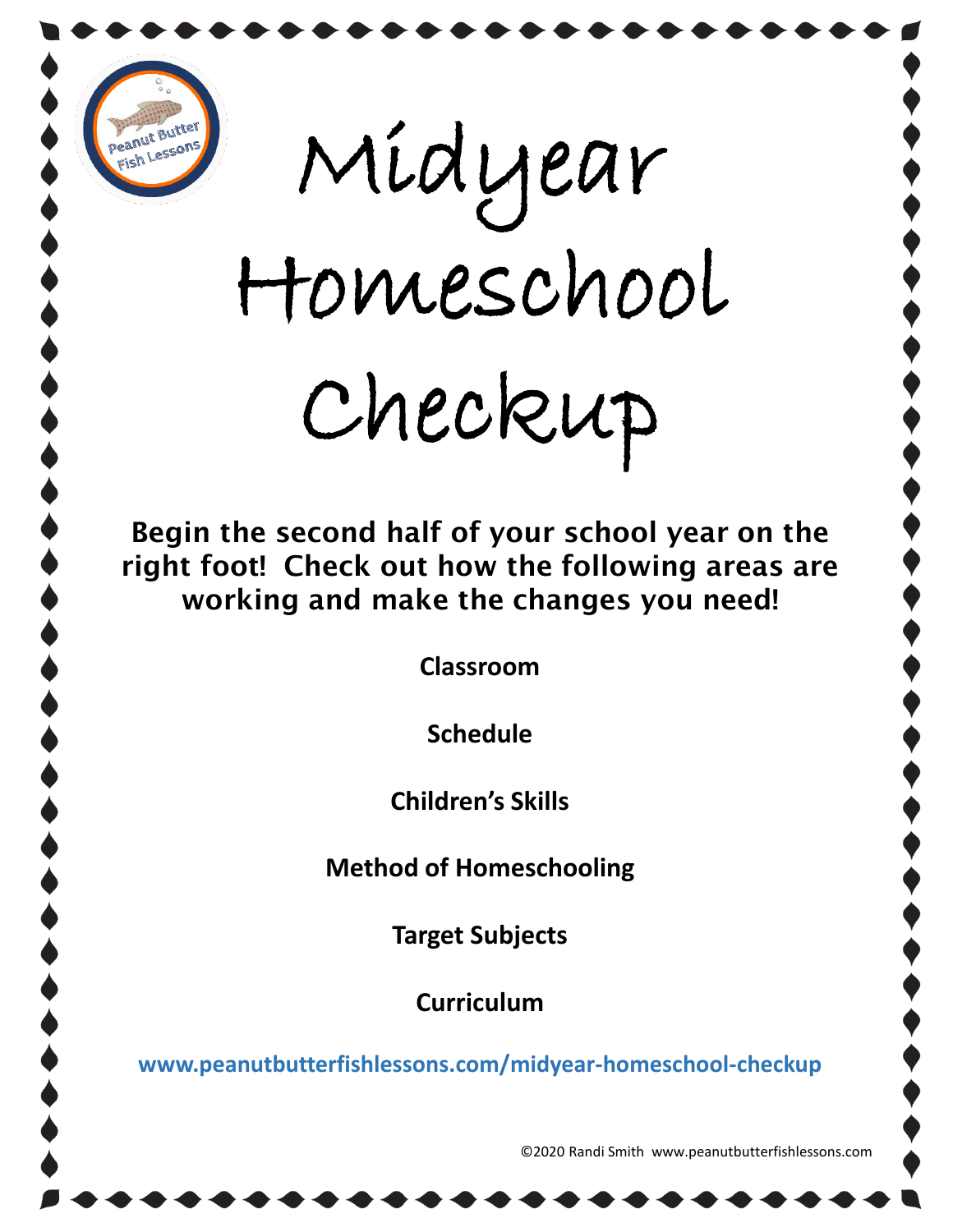# Midyear Homeschool Checkup

**Begin the second half of your school year on the right foot! Check out how the following areas are working and make the changes you need!**

**Classroom**

**Schedule**

**Children's Skills**

**Method of Homeschooling**

**Target Subjects**

**Curriculum**

**www.peanutbutterfishlessons.com/midyear-homeschool-checkup**

©2020 Randi Smith www.peanutbutterfishlessons.com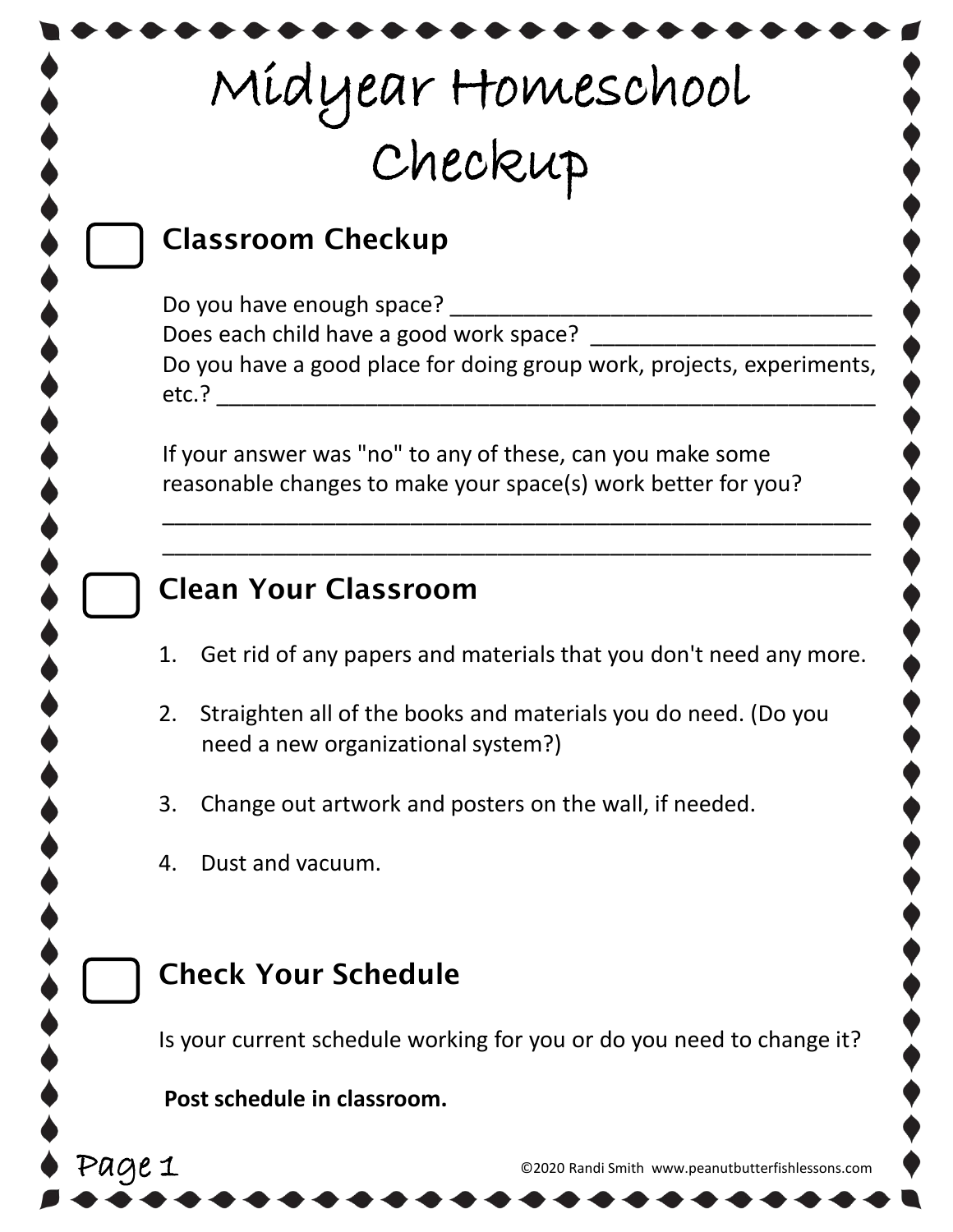# Midyear Homeschool Checkup

## Classroom Checkup

Do you have enough space? ___________________________________
Does each child have a good work space? ________________________
Do you have a good place for doing group work, projects, experiments, etc.? ______________________________________________________

If your answer was "no" to any of these, can you make some reasonable changes to make your space(s) work better for you?

___________________________________________________________
___________________________________________________________

## Clean Your Classroom

1. Get rid of any papers and materials that you don't need any more.
2. Straighten all of the books and materials you do need. (Do you need a new organizational system?)
3. Change out artwork and posters on the wall, if needed.
4. Dust and vacuum.

## Check Your Schedule

Is your current schedule working for you or do you need to change it?

**Post schedule in classroom.**

©2020 Randi Smith www.peanutbutterfishlessons.com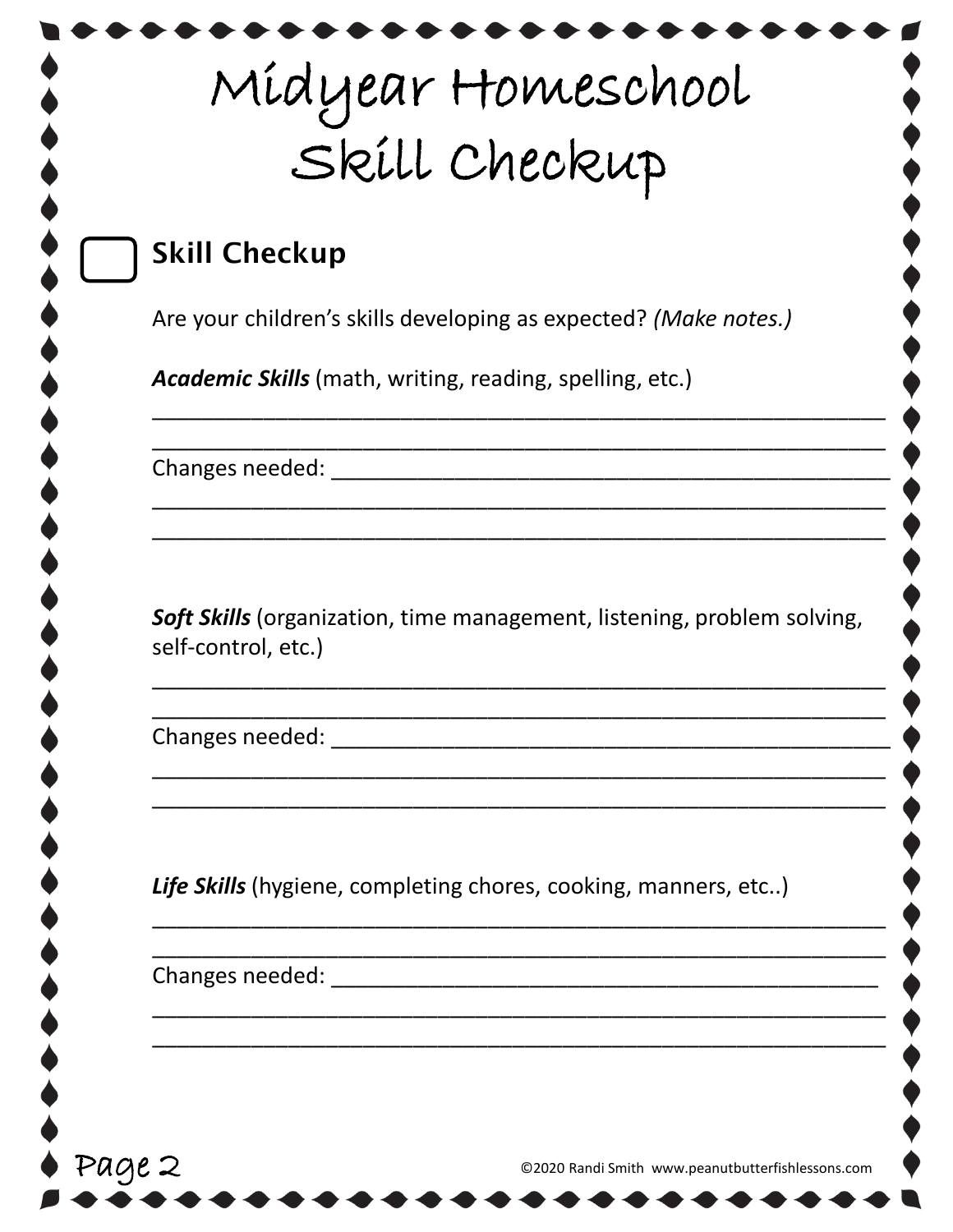# Midyear Homeschool Skill Checkup

## ☐ Skill Checkup

Are your children's skills developing as expected? *(Make notes.)*

***Academic Skills*** (math, writing, reading, spelling, etc.)

_______________________________________________________________

_______________________________________________________________

Changes needed: ______________________________________________

_______________________________________________________________

_______________________________________________________________

***Soft Skills*** (organization, time management, listening, problem solving, self-control, etc.)

_______________________________________________________________

_______________________________________________________________

Changes needed: ______________________________________________

_______________________________________________________________

_______________________________________________________________

***Life Skills*** (hygiene, completing chores, cooking, manners, etc..)

_______________________________________________________________

_______________________________________________________________

Changes needed: ______________________________________________

_______________________________________________________________

_______________________________________________________________

©2020 Randi Smith www.peanutbutterfishlessons.com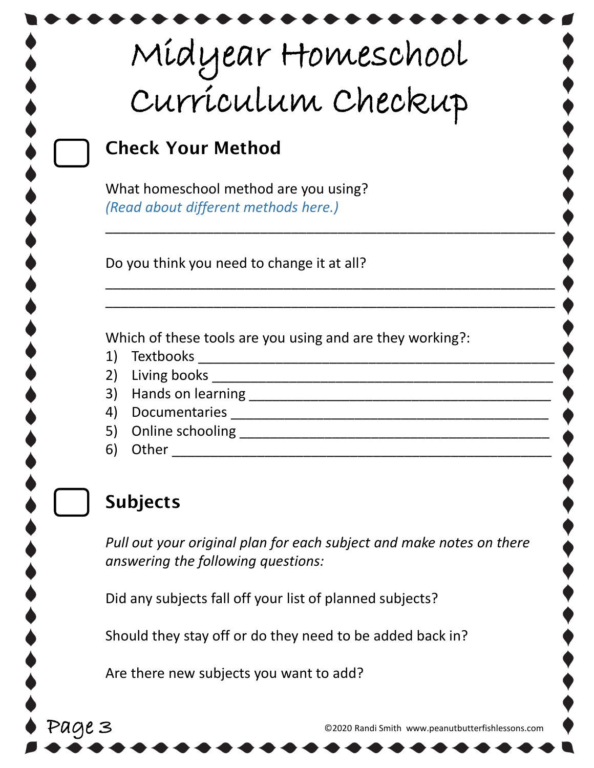# Midyear Homeschool Curriculum Checkup

## ☐ Check Your Method

What homeschool method are you using?
*(Read about different methods here.)*

_______________________________________________________________

Do you think you need to change it at all?

_______________________________________________________________
_______________________________________________________________

Which of these tools are you using and are they working?:

1) Textbooks ____________________________________________
2) Living books __________________________________________
3) Hands on learning ______________________________________
4) Documentaries _________________________________________
5) Online schooling _______________________________________
6) Other _______________________________________________

## ☐ Subjects

*Pull out your original plan for each subject and make notes on there answering the following questions:*

Did any subjects fall off your list of planned subjects?

Should they stay off or do they need to be added back in?

Are there new subjects you want to add?

©2020 Randi Smith www.peanutbutterfishlessons.com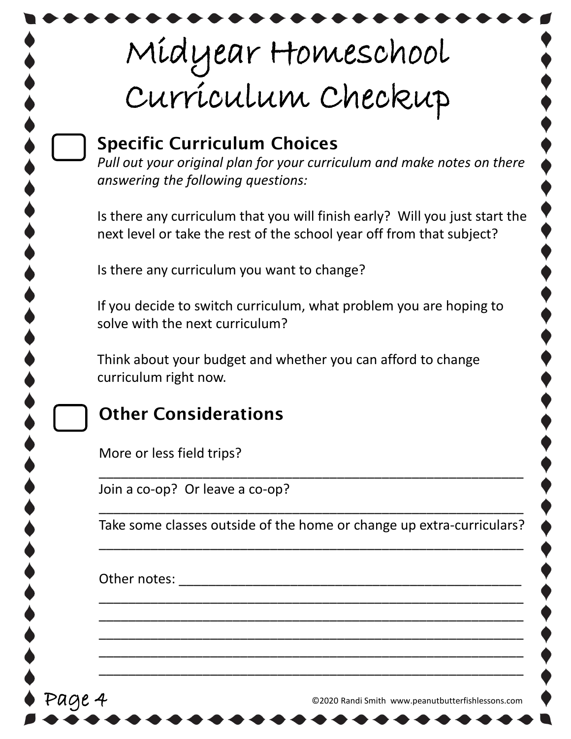# Midyear Homeschool Curriculum Checkup

## ☐ Specific Curriculum Choices

*Pull out your original plan for your curriculum and make notes on there answering the following questions:*

Is there any curriculum that you will finish early? Will you just start the next level or take the rest of the school year off from that subject?

Is there any curriculum you want to change?

If you decide to switch curriculum, what problem you are hoping to solve with the next curriculum?

Think about your budget and whether you can afford to change curriculum right now.

## ☐ Other Considerations

More or less field trips?

_______________________________________________________

Join a co-op? Or leave a co-op?

_______________________________________________________

Take some classes outside of the home or change up extra-curriculars?

_______________________________________________________

Other notes: ____________________________________________

_______________________________________________________

_______________________________________________________

_______________________________________________________

_______________________________________________________

_______________________________________________________

©2020 Randi Smith www.peanutbutterfishlessons.com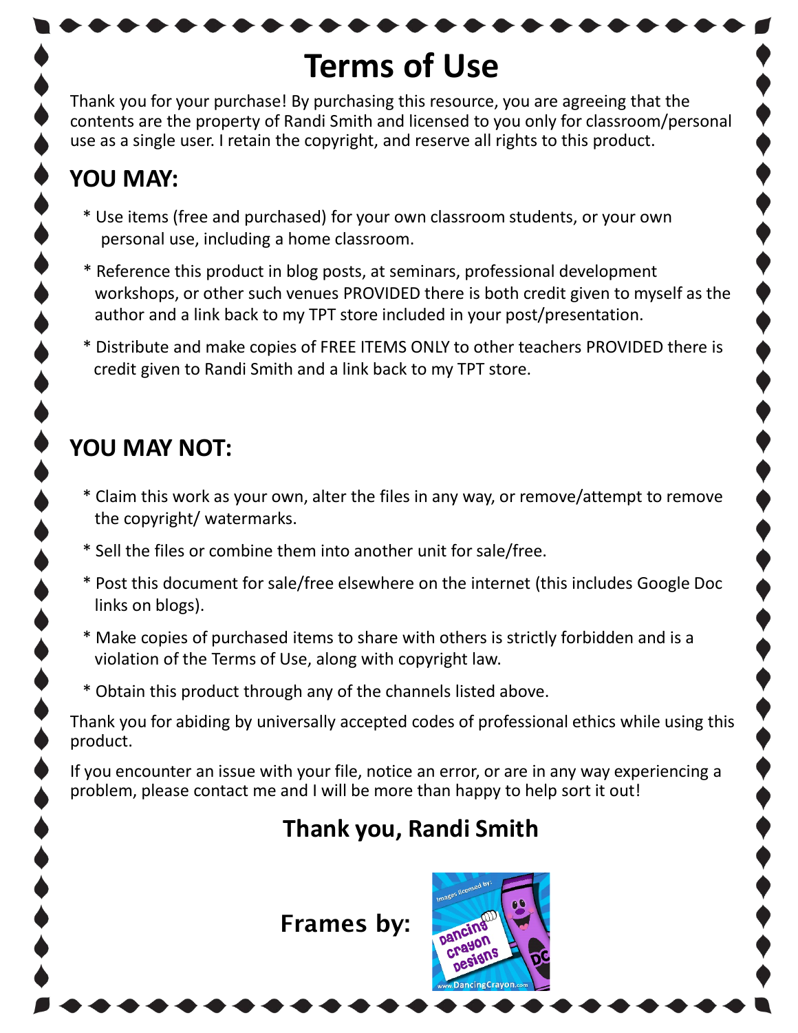# Terms of Use

Thank you for your purchase! By purchasing this resource, you are agreeing that the contents are the property of Randi Smith and licensed to you only for classroom/personal use as a single user. I retain the copyright, and reserve all rights to this product.

## YOU MAY:

* Use items (free and purchased) for your own classroom students, or your own personal use, including a home classroom.
* Reference this product in blog posts, at seminars, professional development workshops, or other such venues PROVIDED there is both credit given to myself as the author and a link back to my TPT store included in your post/presentation.
* Distribute and make copies of FREE ITEMS ONLY to other teachers PROVIDED there is credit given to Randi Smith and a link back to my TPT store.

## YOU MAY NOT:

* Claim this work as your own, alter the files in any way, or remove/attempt to remove the copyright/ watermarks.
* Sell the files or combine them into another unit for sale/free.
* Post this document for sale/free elsewhere on the internet (this includes Google Doc links on blogs).
* Make copies of purchased items to share with others is strictly forbidden and is a violation of the Terms of Use, along with copyright law.
* Obtain this product through any of the channels listed above.

Thank you for abiding by universally accepted codes of professional ethics while using this product.

If you encounter an issue with your file, notice an error, or are in any way experiencing a problem, please contact me and I will be more than happy to help sort it out!

**Thank you, Randi Smith**

**Frames by:**

Images licensed by: Dancing Crayon Designs www.DancingCrayon.com